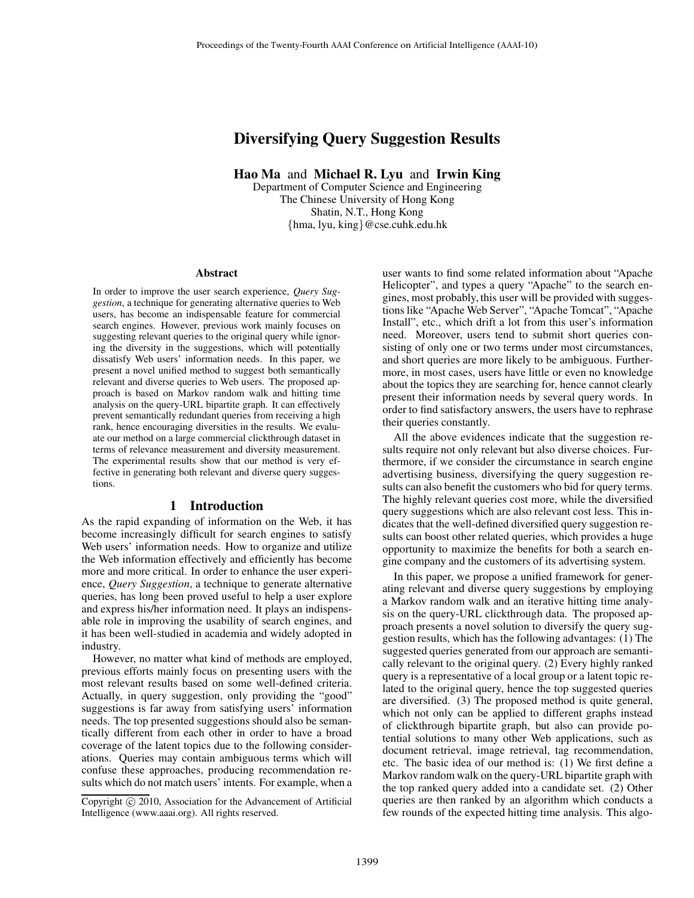# Diversifying Query Suggestion Results

**Hao Ma** and **Michael R. Lyu** and **Irwin King**
Department of Computer Science and Engineering
The Chinese University of Hong Kong
Shatin, N.T., Hong Kong
{hma, lyu, king}@cse.cuhk.edu.hk

### Abstract

In order to improve the user search experience, *Query Suggestion*, a technique for generating alternative queries to Web users, has become an indispensable feature for commercial search engines. However, previous work mainly focuses on suggesting relevant queries to the original query while ignoring the diversity in the suggestions, which will potentially dissatisfy Web users' information needs. In this paper, we present a novel unified method to suggest both semantically relevant and diverse queries to Web users. The proposed approach is based on Markov random walk and hitting time analysis on the query-URL bipartite graph. It can effectively prevent semantically redundant queries from receiving a high rank, hence encouraging diversities in the results. We evaluate our method on a large commercial clickthrough dataset in terms of relevance measurement and diversity measurement. The experimental results show that our method is very effective in generating both relevant and diverse query suggestions.

## 1 Introduction

As the rapid expanding of information on the Web, it has become increasingly difficult for search engines to satisfy Web users' information needs. How to organize and utilize the Web information effectively and efficiently has become more and more critical. In order to enhance the user experience, *Query Suggestion*, a technique to generate alternative queries, has long been proved useful to help a user explore and express his/her information need. It plays an indispensable role in improving the usability of search engines, and it has been well-studied in academia and widely adopted in industry.

However, no matter what kind of methods are employed, previous efforts mainly focus on presenting users with the most relevant results based on some well-defined criteria. Actually, in query suggestion, only providing the "good" suggestions is far away from satisfying users' information needs. The top presented suggestions should also be semantically different from each other in order to have a broad coverage of the latent topics due to the following considerations. Queries may contain ambiguous terms which will confuse these approaches, producing recommendation results which do not match users' intents. For example, when a user wants to find some related information about "Apache Helicopter", and types a query "Apache" to the search engines, most probably, this user will be provided with suggestions like "Apache Web Server", "Apache Tomcat", "Apache Install", etc., which drift a lot from this user's information need. Moreover, users tend to submit short queries consisting of only one or two terms under most circumstances, and short queries are more likely to be ambiguous. Furthermore, in most cases, users have little or even no knowledge about the topics they are searching for, hence cannot clearly present their information needs by several query words. In order to find satisfactory answers, the users have to rephrase their queries constantly.

All the above evidences indicate that the suggestion results require not only relevant but also diverse choices. Furthermore, if we consider the circumstance in search engine advertising business, diversifying the query suggestion results can also benefit the customers who bid for query terms. The highly relevant queries cost more, while the diversified query suggestions which are also relevant cost less. This indicates that the well-defined diversified query suggestion results can boost other related queries, which provides a huge opportunity to maximize the benefits for both a search engine company and the customers of its advertising system.

In this paper, we propose a unified framework for generating relevant and diverse query suggestions by employing a Markov random walk and an iterative hitting time analysis on the query-URL clickthrough data. The proposed approach presents a novel solution to diversify the query suggestion results, which has the following advantages: (1) The suggested queries generated from our approach are semantically relevant to the original query. (2) Every highly ranked query is a representative of a local group or a latent topic related to the original query, hence the top suggested queries are diversified. (3) The proposed method is quite general, which not only can be applied to different graphs instead of clickthrough bipartite graph, but also can provide potential solutions to many other Web applications, such as document retrieval, image retrieval, tag recommendation, etc. The basic idea of our method is: (1) We first define a Markov random walk on the query-URL bipartite graph with the top ranked query added into a candidate set. (2) Other queries are then ranked by an algorithm which conducts a few rounds of the expected hitting time analysis. This algo-

Copyright © 2010, Association for the Advancement of Artificial Intelligence (www.aaai.org). All rights reserved.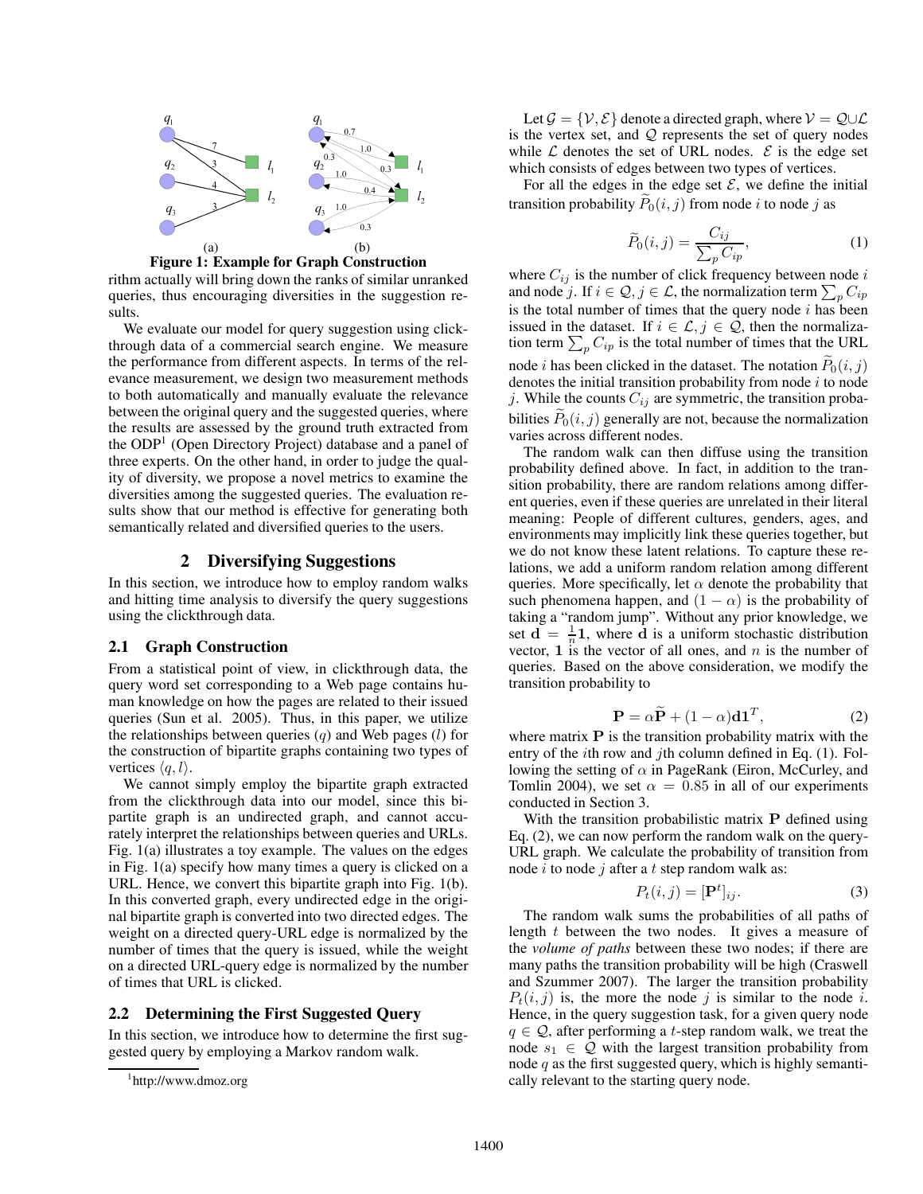Figure 1: Example for Graph Construction

rithm actually will bring down the ranks of similar unranked queries, thus encouraging diversities in the suggestion results.

We evaluate our model for query suggestion using clickthrough data of a commercial search engine. We measure the performance from different aspects. In terms of the relevance measurement, we design two measurement methods to both automatically and manually evaluate the relevance between the original query and the suggested queries, where the results are assessed by the ground truth extracted from the ODP[1] (Open Directory Project) database and a panel of three experts. On the other hand, in order to judge the quality of diversity, we propose a novel metrics to examine the diversities among the suggested queries. The evaluation results show that our method is effective for generating both semantically related and diversified queries to the users.

## 2 Diversifying Suggestions

In this section, we introduce how to employ random walks and hitting time analysis to diversify the query suggestions using the clickthrough data.

### 2.1 Graph Construction

From a statistical point of view, in clickthrough data, the query word set corresponding to a Web page contains human knowledge on how the pages are related to their issued queries (Sun et al. 2005). Thus, in this paper, we utilize the relationships between queries ($q$) and Web pages ($l$) for the construction of bipartite graphs containing two types of vertices $\langle q, l \rangle$.

We cannot simply employ the bipartite graph extracted from the clickthrough data into our model, since this bipartite graph is an undirected graph, and cannot accurately interpret the relationships between queries and URLs. Fig. 1(a) illustrates a toy example. The values on the edges in Fig. 1(a) specify how many times a query is clicked on a URL. Hence, we convert this bipartite graph into Fig. 1(b). In this converted graph, every undirected edge in the original bipartite graph is converted into two directed edges. The weight on a directed query-URL edge is normalized by the number of times that the query is issued, while the weight on a directed URL-query edge is normalized by the number of times that URL is clicked.

### 2.2 Determining the First Suggested Query

In this section, we introduce how to determine the first suggested query by employing a Markov random walk.

[1] http://www.dmoz.org

Let $\mathcal{G} = \{\mathcal{V}, \mathcal{E}\}$ denote a directed graph, where $\mathcal{V} = \mathcal{Q} \cup \mathcal{L}$ is the vertex set, and $\mathcal{Q}$ represents the set of query nodes while $\mathcal{L}$ denotes the set of URL nodes. $\mathcal{E}$ is the edge set which consists of edges between two types of vertices.

For all the edges in the edge set $\mathcal{E}$, we define the initial transition probability $\widetilde{P}_0(i,j)$ from node $i$ to node $j$ as

$$\widetilde{P}_0(i,j) = \frac{C_{ij}}{\sum_p C_{ip}}, \tag{1}$$

where $C_{ij}$ is the number of click frequency between node $i$ and node $j$. If $i \in \mathcal{Q}, j \in \mathcal{L}$, the normalization term $\sum_p C_{ip}$ is the total number of times that the query node $i$ has been issued in the dataset. If $i \in \mathcal{L}, j \in \mathcal{Q}$, then the normalization term $\sum_p C_{ip}$ is the total number of times that the URL node $i$ has been clicked in the dataset. The notation $\widetilde{P}_0(i,j)$ denotes the initial transition probability from node $i$ to node $j$. While the counts $C_{ij}$ are symmetric, the transition probabilities $\widetilde{P}_0(i,j)$ generally are not, because the normalization varies across different nodes.

The random walk can then diffuse using the transition probability defined above. In fact, in addition to the transition probability, there are random relations among different queries, even if these queries are unrelated in their literal meaning: People of different cultures, genders, ages, and environments may implicitly link these queries together, but we do not know these latent relations. To capture these relations, we add a uniform random relation among different queries. More specifically, let $\alpha$ denote the probability that such phenomena happen, and $(1-\alpha)$ is the probability of taking a "random jump". Without any prior knowledge, we set $\mathbf{d} = \frac{1}{n}\mathbf{1}$, where $\mathbf{d}$ is a uniform stochastic distribution vector, $\mathbf{1}$ is the vector of all ones, and $n$ is the number of queries. Based on the above consideration, we modify the transition probability to

$$\mathbf{P} = \alpha \widetilde{\mathbf{P}} + (1-\alpha)\mathbf{d}\mathbf{1}^T, \tag{2}$$

where matrix $\mathbf{P}$ is the transition probability matrix with the entry of the $i$th row and $j$th column defined in Eq. (1). Following the setting of $\alpha$ in PageRank (Eiron, McCurley, and Tomlin 2004), we set $\alpha = 0.85$ in all of our experiments conducted in Section 3.

With the transition probabilistic matrix $\mathbf{P}$ defined using Eq. (2), we can now perform the random walk on the query-URL graph. We calculate the probability of transition from node $i$ to node $j$ after a $t$ step random walk as:

$$P_t(i,j) = [\mathbf{P}^t]_{ij}. \tag{3}$$

The random walk sums the probabilities of all paths of length $t$ between the two nodes. It gives a measure of the *volume of paths* between these two nodes; if there are many paths the transition probability will be high (Craswell and Szummer 2007). The larger the transition probability $P_t(i,j)$ is, the more the node $j$ is similar to the node $i$. Hence, in the query suggestion task, for a given query node $q \in \mathcal{Q}$, after performing a $t$-step random walk, we treat the node $s_1 \in \mathcal{Q}$ with the largest transition probability from node $q$ as the first suggested query, which is highly semantically relevant to the starting query node.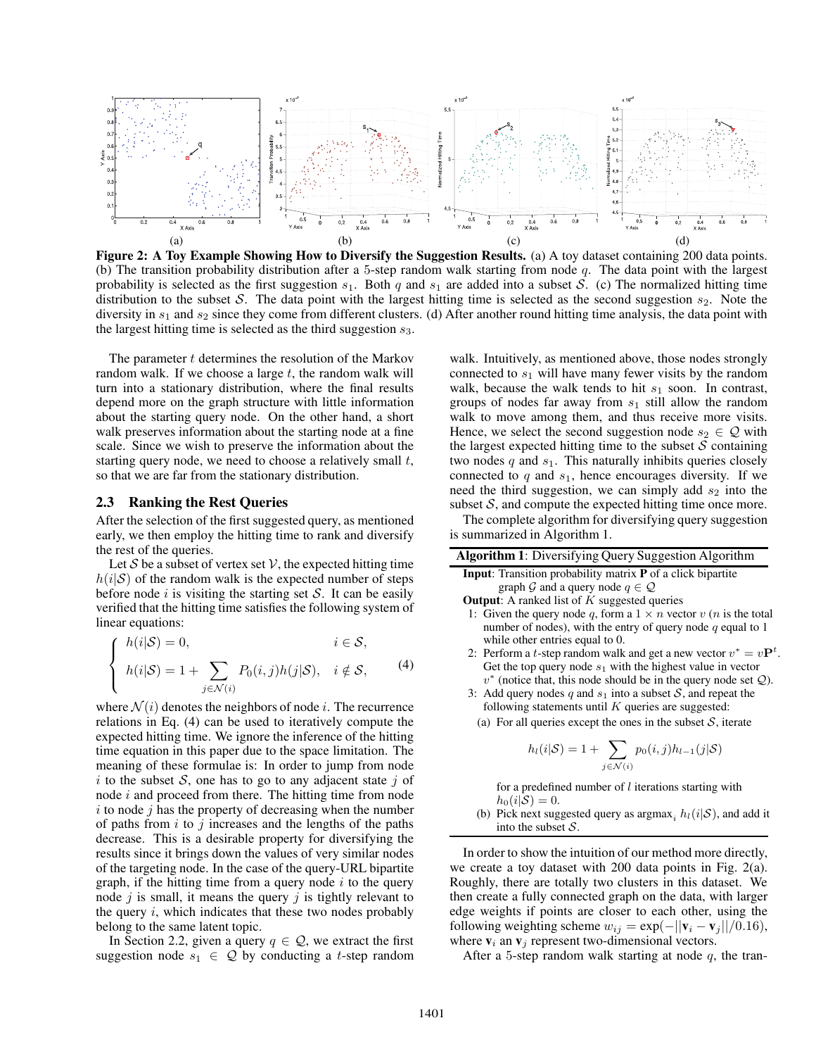Figure 2: **A Toy Example Showing How to Diversify the Suggestion Results.** (a) A toy dataset containing 200 data points. (b) The transition probability distribution after a 5-step random walk starting from node $q$. The data point with the largest probability is selected as the first suggestion $s_1$. Both $q$ and $s_1$ are added into a subset $\mathcal{S}$. (c) The normalized hitting time distribution to the subset $\mathcal{S}$. The data point with the largest hitting time is selected as the second suggestion $s_2$. Note the diversity in $s_1$ and $s_2$ since they come from different clusters. (d) After another round hitting time analysis, the data point with the largest hitting time is selected as the third suggestion $s_3$.

The parameter $t$ determines the resolution of the Markov random walk. If we choose a large $t$, the random walk will turn into a stationary distribution, where the final results depend more on the graph structure with little information about the starting query node. On the other hand, a short walk preserves information about the starting node at a fine scale. Since we wish to preserve the information about the starting query node, we need to choose a relatively small $t$, so that we are far from the stationary distribution.

### 2.3 Ranking the Rest Queries

After the selection of the first suggested query, as mentioned early, we then employ the hitting time to rank and diversify the rest of the queries.

Let $\mathcal{S}$ be a subset of vertex set $\mathcal{V}$, the expected hitting time $h(i|\mathcal{S})$ of the random walk is the expected number of steps before node $i$ is visiting the starting set $\mathcal{S}$. It can be easily verified that the hitting time satisfies the following system of linear equations:

$$\begin{cases} h(i|\mathcal{S}) = 0, & i \in \mathcal{S}, \\ h(i|\mathcal{S}) = 1 + \sum_{j \in \mathcal{N}(i)} P_0(i,j) h(j|\mathcal{S}), & i \notin \mathcal{S}, \end{cases} \tag{4}$$

where $\mathcal{N}(i)$ denotes the neighbors of node $i$. The recurrence relations in Eq. (4) can be used to iteratively compute the expected hitting time. We ignore the inference of the hitting time equation in this paper due to the space limitation. The meaning of these formulae is: In order to jump from node $i$ to the subset $\mathcal{S}$, one has to go to any adjacent state $j$ of node $i$ and proceed from there. The hitting time from node $i$ to node $j$ has the property of decreasing when the number of paths from $i$ to $j$ increases and the lengths of the paths decrease. This is a desirable property for diversifying the results since it brings down the values of very similar nodes of the targeting node. In the case of the query-URL bipartite graph, if the hitting time from a query node $i$ to the query node $j$ is small, it means the query $j$ is tightly relevant to the query $i$, which indicates that these two nodes probably belong to the same latent topic.

In Section 2.2, given a query $q \in \mathcal{Q}$, we extract the first suggestion node $s_1 \in \mathcal{Q}$ by conducting a $t$-step random walk. Intuitively, as mentioned above, those nodes strongly connected to $s_1$ will have many fewer visits by the random walk, because the walk tends to hit $s_1$ soon. In contrast, groups of nodes far away from $s_1$ still allow the random walk to move among them, and thus receive more visits. Hence, we select the second suggestion node $s_2 \in \mathcal{Q}$ with the largest expected hitting time to the subset $\mathcal{S}$ containing two nodes $q$ and $s_1$. This naturally inhibits queries closely connected to $q$ and $s_1$, hence encourages diversity. If we need the third suggestion, we can simply add $s_2$ into the subset $\mathcal{S}$, and compute the expected hitting time once more.

The complete algorithm for diversifying query suggestion is summarized in Algorithm 1.

**Algorithm 1**: Diversifying Query Suggestion Algorithm

**Input**: Transition probability matrix **P** of a click bipartite graph $\mathcal{G}$ and a query node $q \in \mathcal{Q}$

**Output**: A ranked list of $K$ suggested queries

1. Given the query node $q$, form a $1 \times n$ vector $v$ ($n$ is the total number of nodes), with the entry of query node $q$ equal to 1 while other entries equal to 0.
2. Perform a $t$-step random walk and get a new vector $v^* = v\mathbf{P}^t$. Get the top query node $s_1$ with the highest value in vector $v^*$ (notice that, this node should be in the query node set $\mathcal{Q}$).
3. Add query nodes $q$ and $s_1$ into a subset $\mathcal{S}$, and repeat the following statements until $K$ queries are suggested:
   (a) For all queries except the ones in the subset $\mathcal{S}$, iterate
   $$h_l(i|\mathcal{S}) = 1 + \sum_{j \in \mathcal{N}(i)} p_0(i,j) h_{l-1}(j|\mathcal{S})$$
   for a predefined number of $l$ iterations starting with $h_0(i|\mathcal{S}) = 0$.
   (b) Pick next suggested query as $\arg\max_i h_l(i|\mathcal{S})$, and add it into the subset $\mathcal{S}$.

In order to show the intuition of our method more directly, we create a toy dataset with 200 data points in Fig. 2(a). Roughly, there are totally two clusters in this dataset. We then create a fully connected graph on the data, with larger edge weights if points are closer to each other, using the following weighting scheme $w_{ij} = \exp(-||\mathbf{v}_i - \mathbf{v}_j||/0.16)$, where $\mathbf{v}_i$ an $\mathbf{v}_j$ represent two-dimensional vectors.

After a 5-step random walk starting at node $q$, the tran-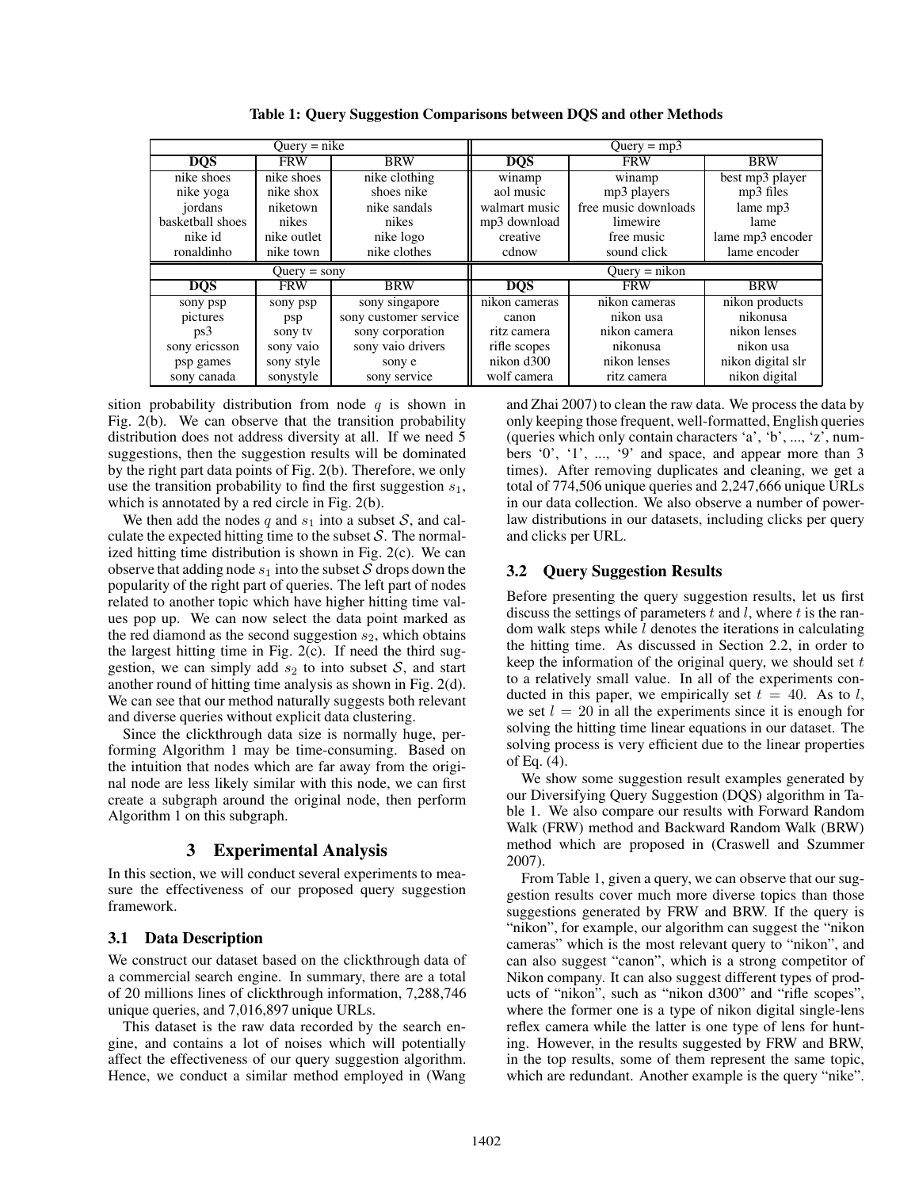**Table 1: Query Suggestion Comparisons between DQS and other Methods**

| Query = nike | | | Query = mp3 | | |
|---|---|---|---|---|---|
| **DQS** | FRW | BRW | **DQS** | FRW | BRW |
| nike shoes | nike shoes | nike clothing | winamp | winamp | best mp3 player |
| nike yoga | nike shox | shoes nike | aol music | mp3 players | mp3 files |
| jordans | niketown | nike sandals | walmart music | free music downloads | lame mp3 |
| basketball shoes | nikes | nikes | mp3 download | limewire | lame |
| nike id | nike outlet | nike logo | creative | free music | lame mp3 encoder |
| ronaldinho | nike town | nike clothes | cdnow | sound click | lame encoder |
| **Query = sony** | | | **Query = nikon** | | |
| **DQS** | FRW | BRW | **DQS** | FRW | BRW |
| sony psp | sony psp | sony singapore | nikon cameras | nikon cameras | nikon products |
| pictures | psp | sony customer service | canon | nikon usa | nikonusa |
| ps3 | sony tv | sony corporation | ritz camera | nikon camera | nikon lenses |
| sony ericsson | sony vaio | sony vaio drivers | rifle scopes | nikonusa | nikon usa |
| psp games | sony style | sony e | nikon d300 | nikon lenses | nikon digital slr |
| sony canada | sonystyle | sony service | wolf camera | ritz camera | nikon digital |

sition probability distribution from node $q$ is shown in Fig. 2(b). We can observe that the transition probability distribution does not address diversity at all. If we need 5 suggestions, then the suggestion results will be dominated by the right part data points of Fig. 2(b). Therefore, we only use the transition probability to find the first suggestion $s_1$, which is annotated by a red circle in Fig. 2(b).

We then add the nodes $q$ and $s_1$ into a subset $\mathcal{S}$, and calculate the expected hitting time to the subset $\mathcal{S}$. The normalized hitting time distribution is shown in Fig. 2(c). We can observe that adding node $s_1$ into the subset $\mathcal{S}$ drops down the popularity of the right part of queries. The left part of nodes related to another topic which have higher hitting time values pop up. We can now select the data point marked as the red diamond as the second suggestion $s_2$, which obtains the largest hitting time in Fig. 2(c). If need the third suggestion, we can simply add $s_2$ to into subset $\mathcal{S}$, and start another round of hitting time analysis as shown in Fig. 2(d). We can see that our method naturally suggests both relevant and diverse queries without explicit data clustering.

Since the clickthrough data size is normally huge, performing Algorithm 1 may be time-consuming. Based on the intuition that nodes which are far away from the original node are less likely similar with this node, we can first create a subgraph around the original node, then perform Algorithm 1 on this subgraph.

## 3 Experimental Analysis

In this section, we will conduct several experiments to measure the effectiveness of our proposed query suggestion framework.

### 3.1 Data Description

We construct our dataset based on the clickthrough data of a commercial search engine. In summary, there are a total of 20 millions lines of clickthrough information, 7,288,746 unique queries, and 7,016,897 unique URLs.

This dataset is the raw data recorded by the search engine, and contains a lot of noises which will potentially affect the effectiveness of our query suggestion algorithm. Hence, we conduct a similar method employed in (Wang and Zhai 2007) to clean the raw data. We process the data by only keeping those frequent, well-formatted, English queries (queries which only contain characters 'a', 'b', ..., 'z', numbers '0', '1', ..., '9' and space, and appear more than 3 times). After removing duplicates and cleaning, we get a total of 774,506 unique queries and 2,247,666 unique URLs in our data collection. We also observe a number of power-law distributions in our datasets, including clicks per query and clicks per URL.

### 3.2 Query Suggestion Results

Before presenting the query suggestion results, let us first discuss the settings of parameters $t$ and $l$, where $t$ is the random walk steps while $l$ denotes the iterations in calculating the hitting time. As discussed in Section 2.2, in order to keep the information of the original query, we should set $t$ to a relatively small value. In all of the experiments conducted in this paper, we empirically set $t = 40$. As to $l$, we set $l = 20$ in all the experiments since it is enough for solving the hitting time linear equations in our dataset. The solving process is very efficient due to the linear properties of Eq. (4).

We show some suggestion result examples generated by our Diversifying Query Suggestion (DQS) algorithm in Table 1. We also compare our results with Forward Random Walk (FRW) method and Backward Random Walk (BRW) method which are proposed in (Craswell and Szummer 2007).

From Table 1, given a query, we can observe that our suggestion results cover much more diverse topics than those suggestions generated by FRW and BRW. If the query is "nikon", for example, our algorithm can suggest the "nikon cameras" which is the most relevant query to "nikon", and can also suggest "canon", which is a strong competitor of Nikon company. It can also suggest different types of products of "nikon", such as "nikon d300" and "rifle scopes", where the former one is a type of nikon digital single-lens reflex camera while the latter is one type of lens for hunting. However, in the results suggested by FRW and BRW, in the top results, some of them represent the same topic, which are redundant. Another example is the query "nike".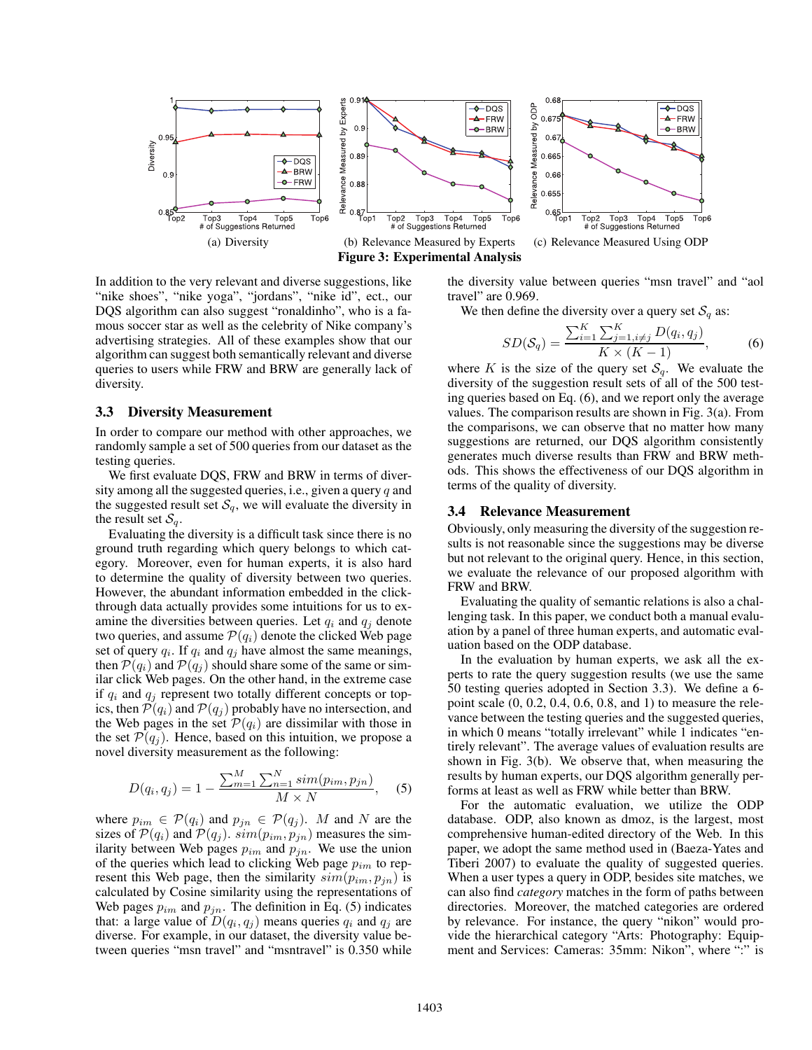(a) Diversity

(b) Relevance Measured by Experts

(c) Relevance Measured Using ODP

**Figure 3: Experimental Analysis**

In addition to the very relevant and diverse suggestions, like "nike shoes", "nike yoga", "jordans", "nike id", ect., our DQS algorithm can also suggest "ronaldinho", who is a famous soccer star as well as the celebrity of Nike company's advertising strategies. All of these examples show that our algorithm can suggest both semantically relevant and diverse queries to users while FRW and BRW are generally lack of diversity.

### 3.3 Diversity Measurement

In order to compare our method with other approaches, we randomly sample a set of 500 queries from our dataset as the testing queries.

We first evaluate DQS, FRW and BRW in terms of diversity among all the suggested queries, i.e., given a query $q$ and the suggested result set $\mathcal{S}_q$, we will evaluate the diversity in the result set $\mathcal{S}_q$.

Evaluating the diversity is a difficult task since there is no ground truth regarding which query belongs to which category. Moreover, even for human experts, it is also hard to determine the quality of diversity between two queries. However, the abundant information embedded in the click-through data actually provides some intuitions for us to examine the diversities between queries. Let $q_i$ and $q_j$ denote two queries, and assume $\mathcal{P}(q_i)$ denote the clicked Web page set of query $q_i$. If $q_i$ and $q_j$ have almost the same meanings, then $\mathcal{P}(q_i)$ and $\mathcal{P}(q_j)$ should share some of the same or similar click Web pages. On the other hand, in the extreme case if $q_i$ and $q_j$ represent two totally different concepts or topics, then $\mathcal{P}(q_i)$ and $\mathcal{P}(q_j)$ probably have no intersection, and the Web pages in the set $\mathcal{P}(q_i)$ are dissimilar with those in the set $\mathcal{P}(q_j)$. Hence, based on this intuition, we propose a novel diversity measurement as the following:

$$D(q_i, q_j) = 1 - \frac{\sum_{m=1}^{M} \sum_{n=1}^{N} sim(p_{im}, p_{jn})}{M \times N}, \quad (5)$$

where $p_{im} \in \mathcal{P}(q_i)$ and $p_{jn} \in \mathcal{P}(q_j)$. $M$ and $N$ are the sizes of $\mathcal{P}(q_i)$ and $\mathcal{P}(q_j)$. $sim(p_{im}, p_{jn})$ measures the similarity between Web pages $p_{im}$ and $p_{jn}$. We use the union of the queries which lead to clicking Web page $p_{im}$ to represent this Web page, then the similarity $sim(p_{im}, p_{jn})$ is calculated by Cosine similarity using the representations of Web pages $p_{im}$ and $p_{jn}$. The definition in Eq. (5) indicates that: a large value of $D(q_i, q_j)$ means queries $q_i$ and $q_j$ are diverse. For example, in our dataset, the diversity value between queries "msn travel" and "msntravel" is 0.350 while the diversity value between queries "msn travel" and "aol travel" are 0.969.

We then define the diversity over a query set $\mathcal{S}_q$ as:

$$SD(\mathcal{S}_q) = \frac{\sum_{i=1}^{K} \sum_{j=1, i \neq j}^{K} D(q_i, q_j)}{K \times (K-1)}, \quad (6)$$

where $K$ is the size of the query set $\mathcal{S}_q$. We evaluate the diversity of the suggestion result sets of all of the 500 testing queries based on Eq. (6), and we report only the average values. The comparison results are shown in Fig. 3(a). From the comparisons, we can observe that no matter how many suggestions are returned, our DQS algorithm consistently generates much diverse results than FRW and BRW methods. This shows the effectiveness of our DQS algorithm in terms of the quality of diversity.

### 3.4 Relevance Measurement

Obviously, only measuring the diversity of the suggestion results is not reasonable since the suggestions may be diverse but not relevant to the original query. Hence, in this section, we evaluate the relevance of our proposed algorithm with FRW and BRW.

Evaluating the quality of semantic relations is also a challenging task. In this paper, we conduct both a manual evaluation by a panel of three human experts, and automatic evaluation based on the ODP database.

In the evaluation by human experts, we ask all the experts to rate the query suggestion results (we use the same 50 testing queries adopted in Section 3.3). We define a 6-point scale (0, 0.2, 0.4, 0.6, 0.8, and 1) to measure the relevance between the testing queries and the suggested queries, in which 0 means "totally irrelevant" while 1 indicates "entirely relevant". The average values of evaluation results are shown in Fig. 3(b). We observe that, when measuring the results by human experts, our DQS algorithm generally performs at least as well as FRW while better than BRW.

For the automatic evaluation, we utilize the ODP database. ODP, also known as dmoz, is the largest, most comprehensive human-edited directory of the Web. In this paper, we adopt the same method used in (Baeza-Yates and Tiberi 2007) to evaluate the quality of suggested queries. When a user types a query in ODP, besides site matches, we can also find *category* matches in the form of paths between directories. Moreover, the matched categories are ordered by relevance. For instance, the query "nikon" would provide the hierarchical category "Arts: Photography: Equipment and Services: Cameras: 35mm: Nikon", where ":" is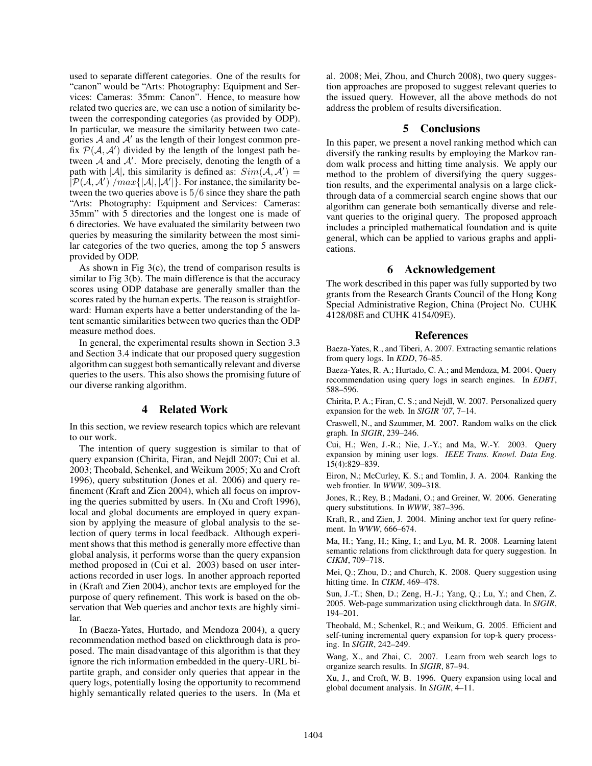used to separate different categories. One of the results for "canon" would be "Arts: Photography: Equipment and Services: Cameras: 35mm: Canon". Hence, to measure how related two queries are, we can use a notion of similarity between the corresponding categories (as provided by ODP). In particular, we measure the similarity between two categories $\mathcal{A}$ and $\mathcal{A}'$ as the length of their longest common prefix $\mathcal{P}(\mathcal{A}, \mathcal{A}')$ divided by the length of the longest path between $\mathcal{A}$ and $\mathcal{A}'$. More precisely, denoting the length of a path with $|\mathcal{A}|$, this similarity is defined as: $Sim(\mathcal{A}, \mathcal{A}') = |\mathcal{P}(\mathcal{A}, \mathcal{A}')|/max\{|\mathcal{A}|, |\mathcal{A}'|\}$. For instance, the similarity between the two queries above is $5/6$ since they share the path "Arts: Photography: Equipment and Services: Cameras: 35mm" with 5 directories and the longest one is made of 6 directories. We have evaluated the similarity between two queries by measuring the similarity between the most similar categories of the two queries, among the top 5 answers provided by ODP.

As shown in Fig 3(c), the trend of comparison results is similar to Fig 3(b). The main difference is that the accuracy scores using ODP database are generally smaller than the scores rated by the human experts. The reason is straightforward: Human experts have a better understanding of the latent semantic similarities between two queries than the ODP measure method does.

In general, the experimental results shown in Section 3.3 and Section 3.4 indicate that our proposed query suggestion algorithm can suggest both semantically relevant and diverse queries to the users. This also shows the promising future of our diverse ranking algorithm.

## 4 Related Work

In this section, we review research topics which are relevant to our work.

The intention of query suggestion is similar to that of query expansion (Chirita, Firan, and Nejdl 2007; Cui et al. 2003; Theobald, Schenkel, and Weikum 2005; Xu and Croft 1996), query substitution (Jones et al. 2006) and query refinement (Kraft and Zien 2004), which all focus on improving the queries submitted by users. In (Xu and Croft 1996), local and global documents are employed in query expansion by applying the measure of global analysis to the selection of query terms in local feedback. Although experiment shows that this method is generally more effective than global analysis, it performs worse than the query expansion method proposed in (Cui et al. 2003) based on user interactions recorded in user logs. In another approach reported in (Kraft and Zien 2004), anchor texts are employed for the purpose of query refinement. This work is based on the observation that Web queries and anchor texts are highly similar.

In (Baeza-Yates, Hurtado, and Mendoza 2004), a query recommendation method based on clickthrough data is proposed. The main disadvantage of this algorithm is that they ignore the rich information embedded in the query-URL bipartite graph, and consider only queries that appear in the query logs, potentially losing the opportunity to recommend highly semantically related queries to the users. In (Ma et al. 2008; Mei, Zhou, and Church 2008), two query suggestion approaches are proposed to suggest relevant queries to the issued query. However, all the above methods do not address the problem of results diversification.

## 5 Conclusions

In this paper, we present a novel ranking method which can diversify the ranking results by employing the Markov random walk process and hitting time analysis. We apply our method to the problem of diversifying the query suggestion results, and the experimental analysis on a large clickthrough data of a commercial search engine shows that our algorithm can generate both semantically diverse and relevant queries to the original query. The proposed approach includes a principled mathematical foundation and is quite general, which can be applied to various graphs and applications.

## 6 Acknowledgement

The work described in this paper was fully supported by two grants from the Research Grants Council of the Hong Kong Special Administrative Region, China (Project No. CUHK 4128/08E and CUHK 4154/09E).

## References

Baeza-Yates, R., and Tiberi, A. 2007. Extracting semantic relations from query logs. In *KDD*, 76–85.

Baeza-Yates, R. A.; Hurtado, C. A.; and Mendoza, M. 2004. Query recommendation using query logs in search engines. In *EDBT*, 588–596.

Chirita, P. A.; Firan, C. S.; and Nejdl, W. 2007. Personalized query expansion for the web. In *SIGIR '07*, 7–14.

Craswell, N., and Szummer, M. 2007. Random walks on the click graph. In *SIGIR*, 239–246.

Cui, H.; Wen, J.-R.; Nie, J.-Y.; and Ma, W.-Y. 2003. Query expansion by mining user logs. *IEEE Trans. Knowl. Data Eng.* 15(4):829–839.

Eiron, N.; McCurley, K. S.; and Tomlin, J. A. 2004. Ranking the web frontier. In *WWW*, 309–318.

Jones, R.; Rey, B.; Madani, O.; and Greiner, W. 2006. Generating query substitutions. In *WWW*, 387–396.

Kraft, R., and Zien, J. 2004. Mining anchor text for query refinement. In *WWW*, 666–674.

Ma, H.; Yang, H.; King, I.; and Lyu, M. R. 2008. Learning latent semantic relations from clickthrough data for query suggestion. In *CIKM*, 709–718.

Mei, Q.; Zhou, D.; and Church, K. 2008. Query suggestion using hitting time. In *CIKM*, 469–478.

Sun, J.-T.; Shen, D.; Zeng, H.-J.; Yang, Q.; Lu, Y.; and Chen, Z. 2005. Web-page summarization using clickthrough data. In *SIGIR*, 194–201.

Theobald, M.; Schenkel, R.; and Weikum, G. 2005. Efficient and self-tuning incremental query expansion for top-k query processing. In *SIGIR*, 242–249.

Wang, X., and Zhai, C. 2007. Learn from web search logs to organize search results. In *SIGIR*, 87–94.

Xu, J., and Croft, W. B. 1996. Query expansion using local and global document analysis. In *SIGIR*, 4–11.